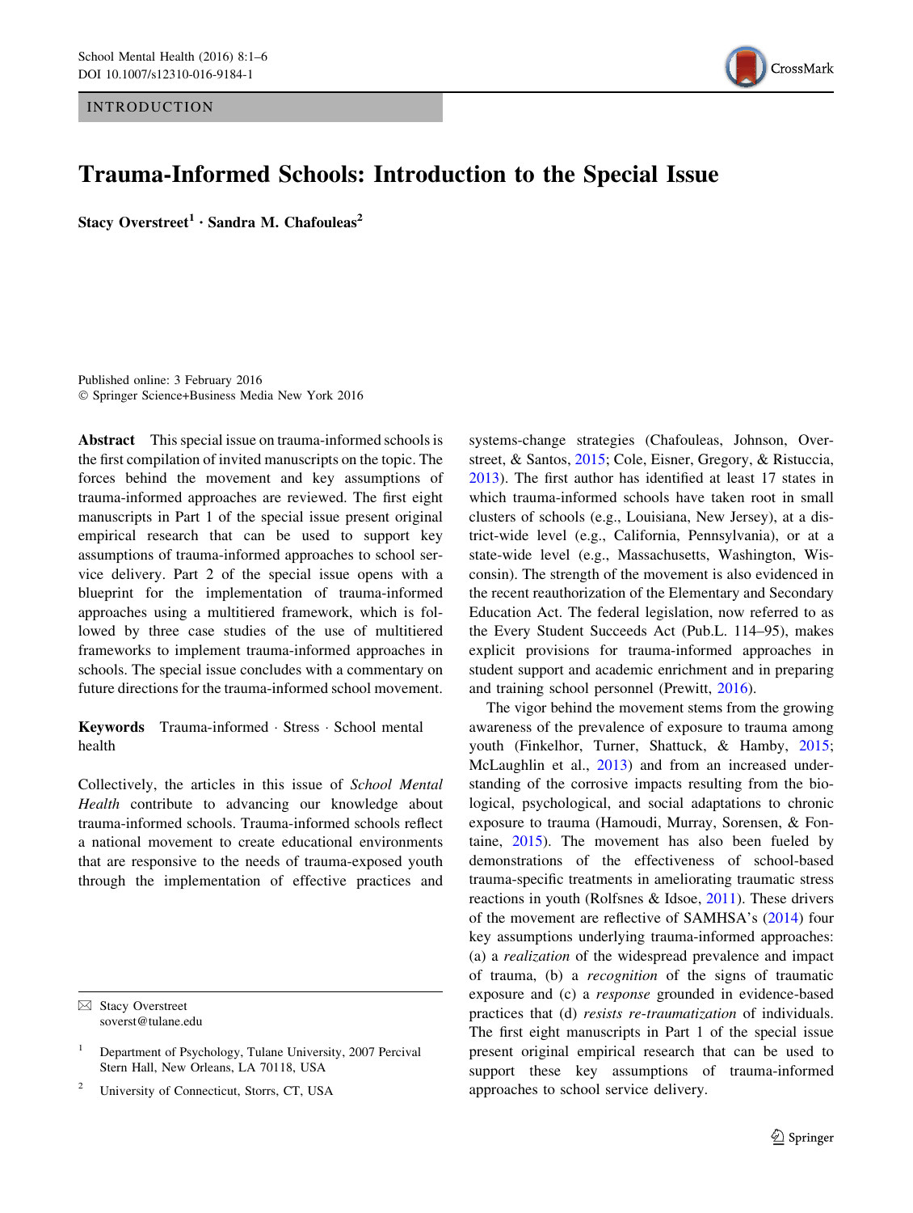INTRODUCTION

# Trauma-Informed Schools: Introduction to the Special Issue

**Stacy Overstreet[1] · Sandra M. Chafouleas[2]**

Published online: 3 February 2016
© Springer Science+Business Media New York 2016

**Abstract** This special issue on trauma-informed schools is the first compilation of invited manuscripts on the topic. The forces behind the movement and key assumptions of trauma-informed approaches are reviewed. The first eight manuscripts in Part 1 of the special issue present original empirical research that can be used to support key assumptions of trauma-informed approaches to school service delivery. Part 2 of the special issue opens with a blueprint for the implementation of trauma-informed approaches using a multitiered framework, which is followed by three case studies of the use of multitiered frameworks to implement trauma-informed approaches in schools. The special issue concludes with a commentary on future directions for the trauma-informed school movement.

**Keywords** Trauma-informed · Stress · School mental health

Collectively, the articles in this issue of *School Mental Health* contribute to advancing our knowledge about trauma-informed schools. Trauma-informed schools reflect a national movement to create educational environments that are responsive to the needs of trauma-exposed youth through the implementation of effective practices and systems-change strategies (Chafouleas, Johnson, Overstreet, & Santos, 2015; Cole, Eisner, Gregory, & Ristuccia, 2013). The first author has identified at least 17 states in which trauma-informed schools have taken root in small clusters of schools (e.g., Louisiana, New Jersey), at a district-wide level (e.g., California, Pennsylvania), or at a state-wide level (e.g., Massachusetts, Washington, Wisconsin). The strength of the movement is also evidenced in the recent reauthorization of the Elementary and Secondary Education Act. The federal legislation, now referred to as the Every Student Succeeds Act (Pub.L. 114–95), makes explicit provisions for trauma-informed approaches in student support and academic enrichment and in preparing and training school personnel (Prewitt, 2016).

The vigor behind the movement stems from the growing awareness of the prevalence of exposure to trauma among youth (Finkelhor, Turner, Shattuck, & Hamby, 2015; McLaughlin et al., 2013) and from an increased understanding of the corrosive impacts resulting from the biological, psychological, and social adaptations to chronic exposure to trauma (Hamoudi, Murray, Sorensen, & Fontaine, 2015). The movement has also been fueled by demonstrations of the effectiveness of school-based trauma-specific treatments in ameliorating traumatic stress reactions in youth (Rolfsnes & Idsoe, 2011). These drivers of the movement are reflective of SAMHSA's (2014) four key assumptions underlying trauma-informed approaches: (a) a *realization* of the widespread prevalence and impact of trauma, (b) a *recognition* of the signs of traumatic exposure and (c) a *response* grounded in evidence-based practices that (d) *resists re-traumatization* of individuals. The first eight manuscripts in Part 1 of the special issue present original empirical research that can be used to support these key assumptions of trauma-informed approaches to school service delivery.

---

✉ Stacy Overstreet
soverst@tulane.edu

[1] Department of Psychology, Tulane University, 2007 Percival Stern Hall, New Orleans, LA 70118, USA

[2] University of Connecticut, Storrs, CT, USA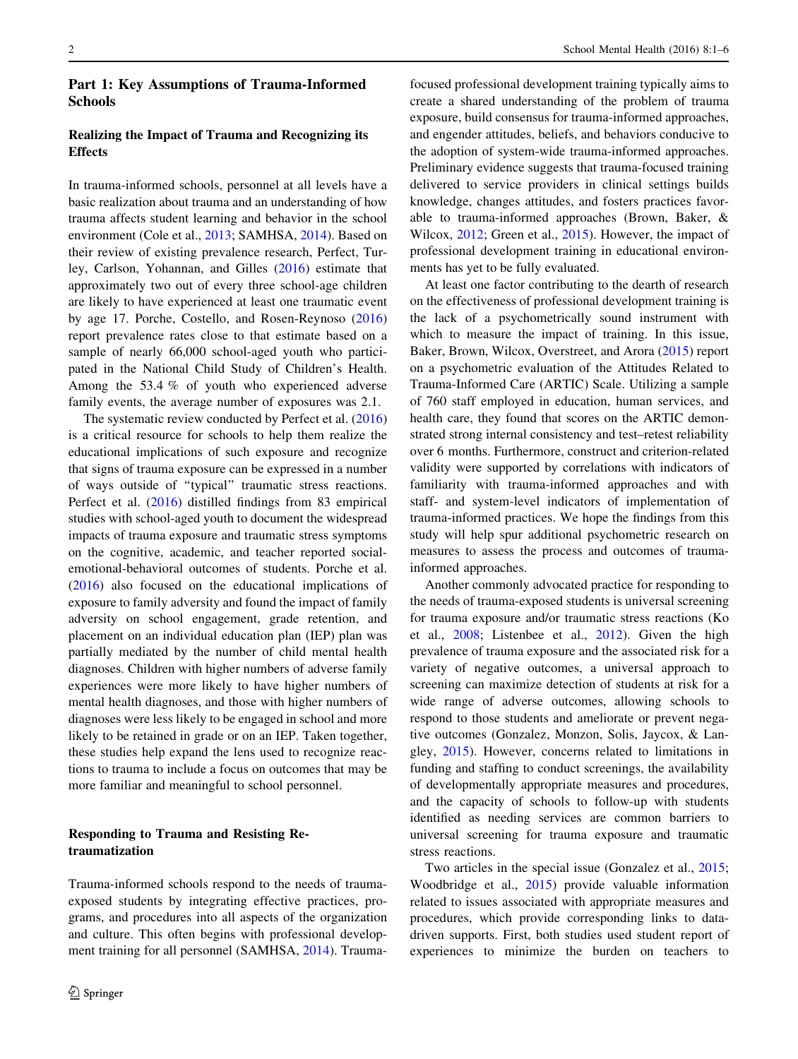## Part 1: Key Assumptions of Trauma-Informed Schools

### Realizing the Impact of Trauma and Recognizing its Effects

In trauma-informed schools, personnel at all levels have a basic realization about trauma and an understanding of how trauma affects student learning and behavior in the school environment (Cole et al., 2013; SAMHSA, 2014). Based on their review of existing prevalence research, Perfect, Turley, Carlson, Yohannan, and Gilles (2016) estimate that approximately two out of every three school-age children are likely to have experienced at least one traumatic event by age 17. Porche, Costello, and Rosen-Reynoso (2016) report prevalence rates close to that estimate based on a sample of nearly 66,000 school-aged youth who participated in the National Child Study of Children's Health. Among the 53.4 % of youth who experienced adverse family events, the average number of exposures was 2.1.

The systematic review conducted by Perfect et al. (2016) is a critical resource for schools to help them realize the educational implications of such exposure and recognize that signs of trauma exposure can be expressed in a number of ways outside of "typical" traumatic stress reactions. Perfect et al. (2016) distilled findings from 83 empirical studies with school-aged youth to document the widespread impacts of trauma exposure and traumatic stress symptoms on the cognitive, academic, and teacher reported social-emotional-behavioral outcomes of students. Porche et al. (2016) also focused on the educational implications of exposure to family adversity and found the impact of family adversity on school engagement, grade retention, and placement on an individual education plan (IEP) was partially mediated by the number of child mental health diagnoses. Children with higher numbers of adverse family experiences were more likely to have higher numbers of mental health diagnoses, and those with higher numbers of diagnoses were less likely to be engaged in school and more likely to be retained in grade or on an IEP. Taken together, these studies help expand the lens used to recognize reactions to trauma to include a focus on outcomes that may be more familiar and meaningful to school personnel.

### Responding to Trauma and Resisting Re-traumatization

Trauma-informed schools respond to the needs of trauma-exposed students by integrating effective practices, programs, and procedures into all aspects of the organization and culture. This often begins with professional development training for all personnel (SAMHSA, 2014). Trauma-focused professional development training typically aims to create a shared understanding of the problem of trauma exposure, build consensus for trauma-informed approaches, and engender attitudes, beliefs, and behaviors conducive to the adoption of system-wide trauma-informed approaches. Preliminary evidence suggests that trauma-focused training delivered to service providers in clinical settings builds knowledge, changes attitudes, and fosters practices favorable to trauma-informed approaches (Brown, Baker, & Wilcox, 2012; Green et al., 2015). However, the impact of professional development training in educational environments has yet to be fully evaluated.

At least one factor contributing to the dearth of research on the effectiveness of professional development training is the lack of a psychometrically sound instrument with which to measure the impact of training. In this issue, Baker, Brown, Wilcox, Overstreet, and Arora (2015) report on a psychometric evaluation of the Attitudes Related to Trauma-Informed Care (ARTIC) Scale. Utilizing a sample of 760 staff employed in education, human services, and health care, they found that scores on the ARTIC demonstrated strong internal consistency and test–retest reliability over 6 months. Furthermore, construct and criterion-related validity were supported by correlations with indicators of familiarity with trauma-informed approaches and with staff- and system-level indicators of implementation of trauma-informed practices. We hope the findings from this study will help spur additional psychometric research on measures to assess the process and outcomes of trauma-informed approaches.

Another commonly advocated practice for responding to the needs of trauma-exposed students is universal screening for trauma exposure and/or traumatic stress reactions (Ko et al., 2008; Listenbee et al., 2012). Given the high prevalence of trauma exposure and the associated risk for a variety of negative outcomes, a universal approach to screening can maximize detection of students at risk for a wide range of adverse outcomes, allowing schools to respond to those students and ameliorate or prevent negative outcomes (Gonzalez, Monzon, Solis, Jaycox, & Langley, 2015). However, concerns related to limitations in funding and staffing to conduct screenings, the availability of developmentally appropriate measures and procedures, and the capacity of schools to follow-up with students identified as needing services are common barriers to universal screening for trauma exposure and traumatic stress reactions.

Two articles in the special issue (Gonzalez et al., 2015; Woodbridge et al., 2015) provide valuable information related to issues associated with appropriate measures and procedures, which provide corresponding links to data-driven supports. First, both studies used student report of experiences to minimize the burden on teachers to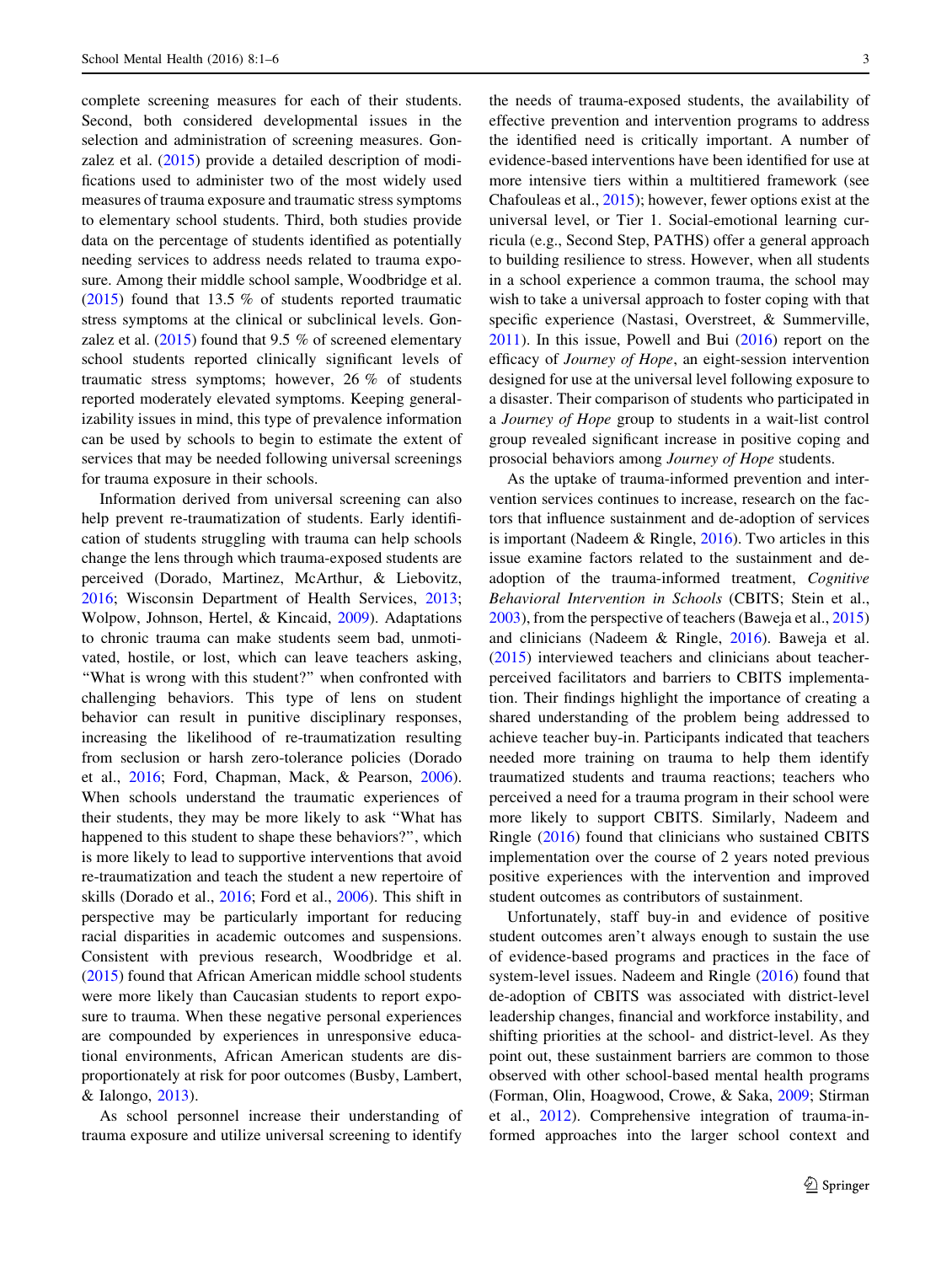complete screening measures for each of their students. Second, both considered developmental issues in the selection and administration of screening measures. Gonzalez et al. (2015) provide a detailed description of modifications used to administer two of the most widely used measures of trauma exposure and traumatic stress symptoms to elementary school students. Third, both studies provide data on the percentage of students identified as potentially needing services to address needs related to trauma exposure. Among their middle school sample, Woodbridge et al. (2015) found that 13.5 % of students reported traumatic stress symptoms at the clinical or subclinical levels. Gonzalez et al. (2015) found that 9.5 % of screened elementary school students reported clinically significant levels of traumatic stress symptoms; however, 26 % of students reported moderately elevated symptoms. Keeping generalizability issues in mind, this type of prevalence information can be used by schools to begin to estimate the extent of services that may be needed following universal screenings for trauma exposure in their schools.

Information derived from universal screening can also help prevent re-traumatization of students. Early identification of students struggling with trauma can help schools change the lens through which trauma-exposed students are perceived (Dorado, Martinez, McArthur, & Liebovitz, 2016; Wisconsin Department of Health Services, 2013; Wolpow, Johnson, Hertel, & Kincaid, 2009). Adaptations to chronic trauma can make students seem bad, unmotivated, hostile, or lost, which can leave teachers asking, "What is wrong with this student?" when confronted with challenging behaviors. This type of lens on student behavior can result in punitive disciplinary responses, increasing the likelihood of re-traumatization resulting from seclusion or harsh zero-tolerance policies (Dorado et al., 2016; Ford, Chapman, Mack, & Pearson, 2006). When schools understand the traumatic experiences of their students, they may be more likely to ask "What has happened to this student to shape these behaviors?", which is more likely to lead to supportive interventions that avoid re-traumatization and teach the student a new repertoire of skills (Dorado et al., 2016; Ford et al., 2006). This shift in perspective may be particularly important for reducing racial disparities in academic outcomes and suspensions. Consistent with previous research, Woodbridge et al. (2015) found that African American middle school students were more likely than Caucasian students to report exposure to trauma. When these negative personal experiences are compounded by experiences in unresponsive educational environments, African American students are disproportionately at risk for poor outcomes (Busby, Lambert, & Ialongo, 2013).

As school personnel increase their understanding of trauma exposure and utilize universal screening to identify the needs of trauma-exposed students, the availability of effective prevention and intervention programs to address the identified need is critically important. A number of evidence-based interventions have been identified for use at more intensive tiers within a multitiered framework (see Chafouleas et al., 2015); however, fewer options exist at the universal level, or Tier 1. Social-emotional learning curricula (e.g., Second Step, PATHS) offer a general approach to building resilience to stress. However, when all students in a school experience a common trauma, the school may wish to take a universal approach to foster coping with that specific experience (Nastasi, Overstreet, & Summerville, 2011). In this issue, Powell and Bui (2016) report on the efficacy of *Journey of Hope*, an eight-session intervention designed for use at the universal level following exposure to a disaster. Their comparison of students who participated in a *Journey of Hope* group to students in a wait-list control group revealed significant increase in positive coping and prosocial behaviors among *Journey of Hope* students.

As the uptake of trauma-informed prevention and intervention services continues to increase, research on the factors that influence sustainment and de-adoption of services is important (Nadeem & Ringle, 2016). Two articles in this issue examine factors related to the sustainment and de-adoption of the trauma-informed treatment, *Cognitive Behavioral Intervention in Schools* (CBITS; Stein et al., 2003), from the perspective of teachers (Baweja et al., 2015) and clinicians (Nadeem & Ringle, 2016). Baweja et al. (2015) interviewed teachers and clinicians about teacher-perceived facilitators and barriers to CBITS implementation. Their findings highlight the importance of creating a shared understanding of the problem being addressed to achieve teacher buy-in. Participants indicated that teachers needed more training on trauma to help them identify traumatized students and trauma reactions; teachers who perceived a need for a trauma program in their school were more likely to support CBITS. Similarly, Nadeem and Ringle (2016) found that clinicians who sustained CBITS implementation over the course of 2 years noted previous positive experiences with the intervention and improved student outcomes as contributors of sustainment.

Unfortunately, staff buy-in and evidence of positive student outcomes aren't always enough to sustain the use of evidence-based programs and practices in the face of system-level issues. Nadeem and Ringle (2016) found that de-adoption of CBITS was associated with district-level leadership changes, financial and workforce instability, and shifting priorities at the school- and district-level. As they point out, these sustainment barriers are common to those observed with other school-based mental health programs (Forman, Olin, Hoagwood, Crowe, & Saka, 2009; Stirman et al., 2012). Comprehensive integration of trauma-informed approaches into the larger school context and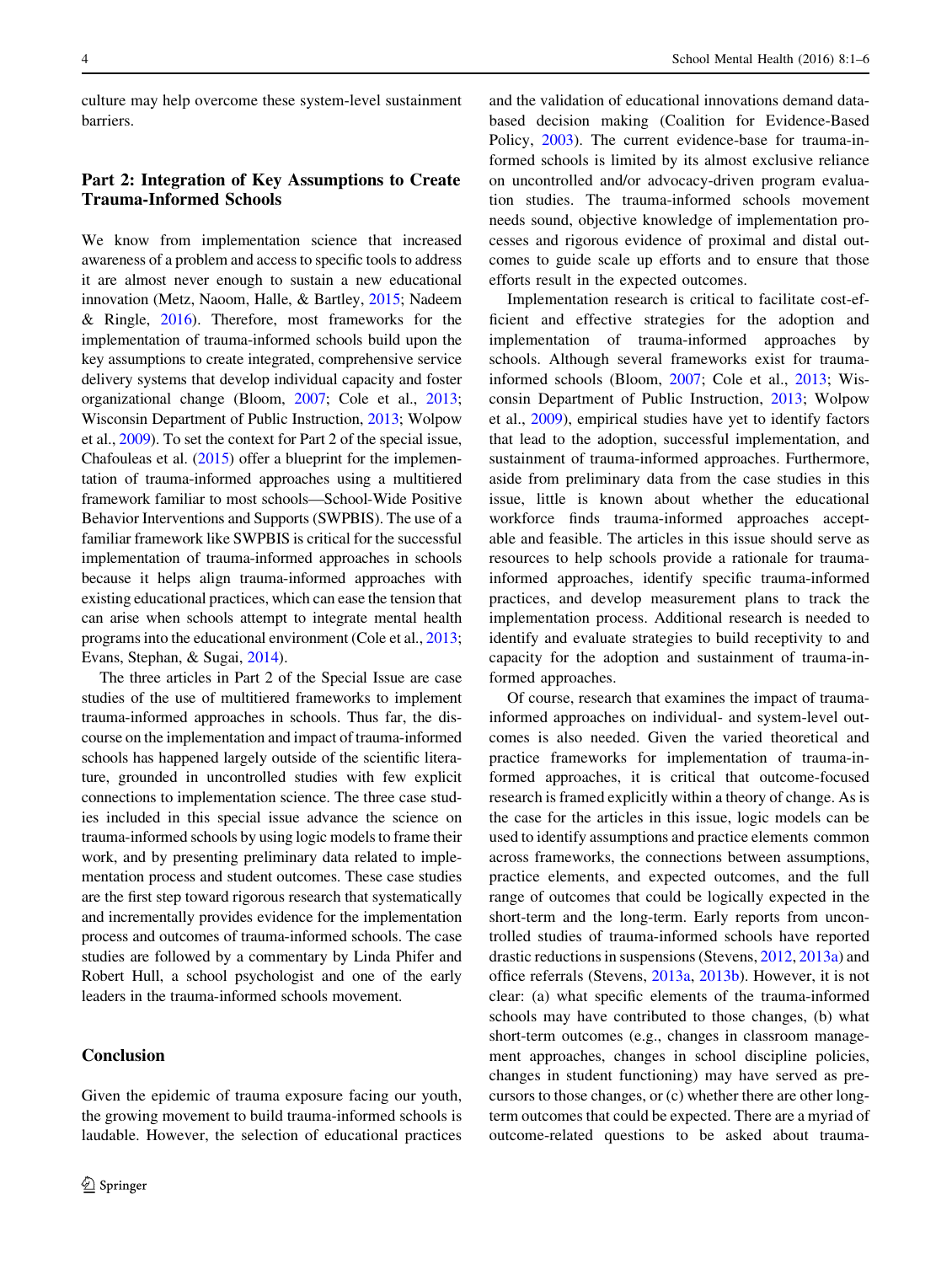culture may help overcome these system-level sustainment barriers.

## Part 2: Integration of Key Assumptions to Create Trauma-Informed Schools

We know from implementation science that increased awareness of a problem and access to specific tools to address it are almost never enough to sustain a new educational innovation (Metz, Naoom, Halle, & Bartley, 2015; Nadeem & Ringle, 2016). Therefore, most frameworks for the implementation of trauma-informed schools build upon the key assumptions to create integrated, comprehensive service delivery systems that develop individual capacity and foster organizational change (Bloom, 2007; Cole et al., 2013; Wisconsin Department of Public Instruction, 2013; Wolpow et al., 2009). To set the context for Part 2 of the special issue, Chafouleas et al. (2015) offer a blueprint for the implementation of trauma-informed approaches using a multitiered framework familiar to most schools—School-Wide Positive Behavior Interventions and Supports (SWPBIS). The use of a familiar framework like SWPBIS is critical for the successful implementation of trauma-informed approaches in schools because it helps align trauma-informed approaches with existing educational practices, which can ease the tension that can arise when schools attempt to integrate mental health programs into the educational environment (Cole et al., 2013; Evans, Stephan, & Sugai, 2014).

The three articles in Part 2 of the Special Issue are case studies of the use of multitiered frameworks to implement trauma-informed approaches in schools. Thus far, the discourse on the implementation and impact of trauma-informed schools has happened largely outside of the scientific literature, grounded in uncontrolled studies with few explicit connections to implementation science. The three case studies included in this special issue advance the science on trauma-informed schools by using logic models to frame their work, and by presenting preliminary data related to implementation process and student outcomes. These case studies are the first step toward rigorous research that systematically and incrementally provides evidence for the implementation process and outcomes of trauma-informed schools. The case studies are followed by a commentary by Linda Phifer and Robert Hull, a school psychologist and one of the early leaders in the trauma-informed schools movement.

## Conclusion

Given the epidemic of trauma exposure facing our youth, the growing movement to build trauma-informed schools is laudable. However, the selection of educational practices and the validation of educational innovations demand data-based decision making (Coalition for Evidence-Based Policy, 2003). The current evidence-base for trauma-informed schools is limited by its almost exclusive reliance on uncontrolled and/or advocacy-driven program evaluation studies. The trauma-informed schools movement needs sound, objective knowledge of implementation processes and rigorous evidence of proximal and distal outcomes to guide scale up efforts and to ensure that those efforts result in the expected outcomes.

Implementation research is critical to facilitate cost-efficient and effective strategies for the adoption and implementation of trauma-informed approaches by schools. Although several frameworks exist for trauma-informed schools (Bloom, 2007; Cole et al., 2013; Wisconsin Department of Public Instruction, 2013; Wolpow et al., 2009), empirical studies have yet to identify factors that lead to the adoption, successful implementation, and sustainment of trauma-informed approaches. Furthermore, aside from preliminary data from the case studies in this issue, little is known about whether the educational workforce finds trauma-informed approaches acceptable and feasible. The articles in this issue should serve as resources to help schools provide a rationale for trauma-informed approaches, identify specific trauma-informed practices, and develop measurement plans to track the implementation process. Additional research is needed to identify and evaluate strategies to build receptivity to and capacity for the adoption and sustainment of trauma-informed approaches.

Of course, research that examines the impact of trauma-informed approaches on individual- and system-level outcomes is also needed. Given the varied theoretical and practice frameworks for implementation of trauma-informed approaches, it is critical that outcome-focused research is framed explicitly within a theory of change. As is the case for the articles in this issue, logic models can be used to identify assumptions and practice elements common across frameworks, the connections between assumptions, practice elements, and expected outcomes, and the full range of outcomes that could be logically expected in the short-term and the long-term. Early reports from uncontrolled studies of trauma-informed schools have reported drastic reductions in suspensions (Stevens, 2012, 2013a) and office referrals (Stevens, 2013a, 2013b). However, it is not clear: (a) what specific elements of the trauma-informed schools may have contributed to those changes, (b) what short-term outcomes (e.g., changes in classroom management approaches, changes in school discipline policies, changes in student functioning) may have served as precursors to those changes, or (c) whether there are other long-term outcomes that could be expected. There are a myriad of outcome-related questions to be asked about trauma-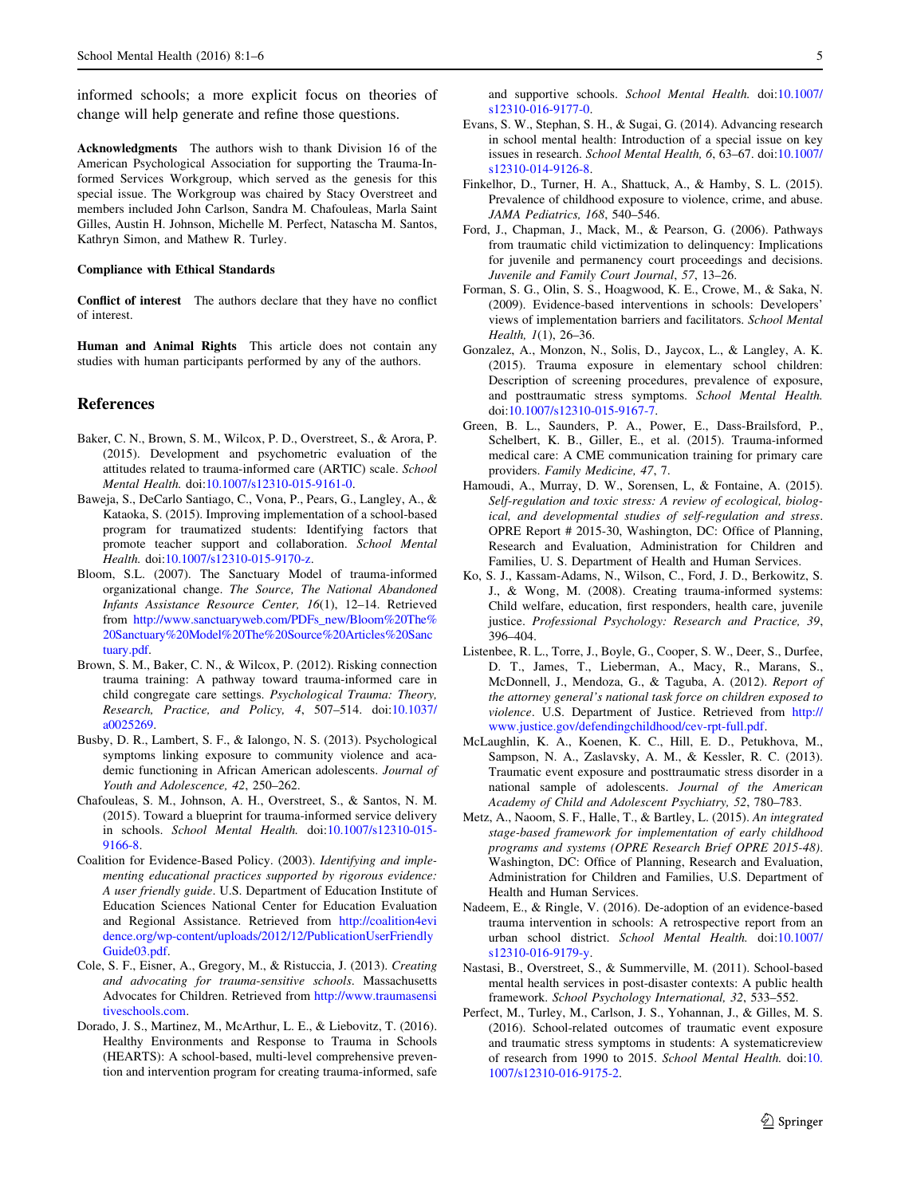informed schools; a more explicit focus on theories of change will help generate and refine those questions.

**Acknowledgments** The authors wish to thank Division 16 of the American Psychological Association for supporting the Trauma-Informed Services Workgroup, which served as the genesis for this special issue. The Workgroup was chaired by Stacy Overstreet and members included John Carlson, Sandra M. Chafouleas, Marla Saint Gilles, Austin H. Johnson, Michelle M. Perfect, Natascha M. Santos, Kathryn Simon, and Mathew R. Turley.

**Compliance with Ethical Standards**

**Conflict of interest** The authors declare that they have no conflict of interest.

**Human and Animal Rights** This article does not contain any studies with human participants performed by any of the authors.

## References

Baker, C. N., Brown, S. M., Wilcox, P. D., Overstreet, S., & Arora, P. (2015). Development and psychometric evaluation of the attitudes related to trauma-informed care (ARTIC) scale. *School Mental Health.* doi:10.1007/s12310-015-9161-0.

Baweja, S., DeCarlo Santiago, C., Vona, P., Pears, G., Langley, A., & Kataoka, S. (2015). Improving implementation of a school-based program for traumatized students: Identifying factors that promote teacher support and collaboration. *School Mental Health.* doi:10.1007/s12310-015-9170-z.

Bloom, S.L. (2007). The Sanctuary Model of trauma-informed organizational change. *The Source, The National Abandoned Infants Assistance Resource Center, 16*(1), 12–14. Retrieved from http://www.sanctuaryweb.com/PDFs_new/Bloom%20The%20Sanctuary%20Model%20The%20Source%20Articles%20Sanctuary.pdf.

Brown, S. M., Baker, C. N., & Wilcox, P. (2012). Risking connection trauma training: A pathway toward trauma-informed care in child congregate care settings. *Psychological Trauma: Theory, Research, Practice, and Policy, 4*, 507–514. doi:10.1037/a0025269.

Busby, D. R., Lambert, S. F., & Ialongo, N. S. (2013). Psychological symptoms linking exposure to community violence and academic functioning in African American adolescents. *Journal of Youth and Adolescence, 42*, 250–262.

Chafouleas, S. M., Johnson, A. H., Overstreet, S., & Santos, N. M. (2015). Toward a blueprint for trauma-informed service delivery in schools. *School Mental Health.* doi:10.1007/s12310-015-9166-8.

Coalition for Evidence-Based Policy. (2003). *Identifying and implementing educational practices supported by rigorous evidence: A user friendly guide*. U.S. Department of Education Institute of Education Sciences National Center for Education Evaluation and Regional Assistance. Retrieved from http://coalition4evidence.org/wp-content/uploads/2012/12/PublicationUserFriendlyGuide03.pdf.

Cole, S. F., Eisner, A., Gregory, M., & Ristuccia, J. (2013). *Creating and advocating for trauma-sensitive schools*. Massachusetts Advocates for Children. Retrieved from http://www.traumasensitiveschools.com.

Dorado, J. S., Martinez, M., McArthur, L. E., & Liebovitz, T. (2016). Healthy Environments and Response to Trauma in Schools (HEARTS): A school-based, multi-level comprehensive prevention and intervention program for creating trauma-informed, safe and supportive schools. *School Mental Health.* doi:10.1007/s12310-016-9177-0.

Evans, S. W., Stephan, S. H., & Sugai, G. (2014). Advancing research in school mental health: Introduction of a special issue on key issues in research. *School Mental Health, 6*, 63–67. doi:10.1007/s12310-014-9126-8.

Finkelhor, D., Turner, H. A., Shattuck, A., & Hamby, S. L. (2015). Prevalence of childhood exposure to violence, crime, and abuse. *JAMA Pediatrics, 168*, 540–546.

Ford, J., Chapman, J., Mack, M., & Pearson, G. (2006). Pathways from traumatic child victimization to delinquency: Implications for juvenile and permanency court proceedings and decisions. *Juvenile and Family Court Journal, 57*, 13–26.

Forman, S. G., Olin, S. S., Hoagwood, K. E., Crowe, M., & Saka, N. (2009). Evidence-based interventions in schools: Developers' views of implementation barriers and facilitators. *School Mental Health, 1*(1), 26–36.

Gonzalez, A., Monzon, N., Solis, D., Jaycox, L., & Langley, A. K. (2015). Trauma exposure in elementary school children: Description of screening procedures, prevalence of exposure, and posttraumatic stress symptoms. *School Mental Health.* doi:10.1007/s12310-015-9167-7.

Green, B. L., Saunders, P. A., Power, E., Dass-Brailsford, P., Schelbert, K. B., Giller, E., et al. (2015). Trauma-informed medical care: A CME communication training for primary care providers. *Family Medicine, 47*, 7.

Hamoudi, A., Murray, D. W., Sorensen, L, & Fontaine, A. (2015). *Self-regulation and toxic stress: A review of ecological, biological, and developmental studies of self-regulation and stress*. OPRE Report # 2015-30, Washington, DC: Office of Planning, Research and Evaluation, Administration for Children and Families, U. S. Department of Health and Human Services.

Ko, S. J., Kassam-Adams, N., Wilson, C., Ford, J. D., Berkowitz, S. J., & Wong, M. (2008). Creating trauma-informed systems: Child welfare, education, first responders, health care, juvenile justice. *Professional Psychology: Research and Practice, 39*, 396–404.

Listenbee, R. L., Torre, J., Boyle, G., Cooper, S. W., Deer, S., Durfee, D. T., James, T., Lieberman, A., Macy, R., Marans, S., McDonnell, J., Mendoza, G., & Taguba, A. (2012). *Report of the attorney general's national task force on children exposed to violence*. U.S. Department of Justice. Retrieved from http://www.justice.gov/defendingchildhood/cev-rpt-full.pdf.

McLaughlin, K. A., Koenen, K. C., Hill, E. D., Petukhova, M., Sampson, N. A., Zaslavsky, A. M., & Kessler, R. C. (2013). Traumatic event exposure and posttraumatic stress disorder in a national sample of adolescents. *Journal of the American Academy of Child and Adolescent Psychiatry, 52*, 780–783.

Metz, A., Naoom, S. F., Halle, T., & Bartley, L. (2015). *An integrated stage-based framework for implementation of early childhood programs and systems (OPRE Research Brief OPRE 2015-48)*. Washington, DC: Office of Planning, Research and Evaluation, Administration for Children and Families, U.S. Department of Health and Human Services.

Nadeem, E., & Ringle, V. (2016). De-adoption of an evidence-based trauma intervention in schools: A retrospective report from an urban school district. *School Mental Health.* doi:10.1007/s12310-016-9179-y.

Nastasi, B., Overstreet, S., & Summerville, M. (2011). School-based mental health services in post-disaster contexts: A public health framework. *School Psychology International, 32*, 533–552.

Perfect, M., Turley, M., Carlson, J. S., Yohannan, J., & Gilles, M. S. (2016). School-related outcomes of traumatic event exposure and traumatic stress symptoms in students: A systematicreview of research from 1990 to 2015. *School Mental Health.* doi:10.1007/s12310-016-9175-2.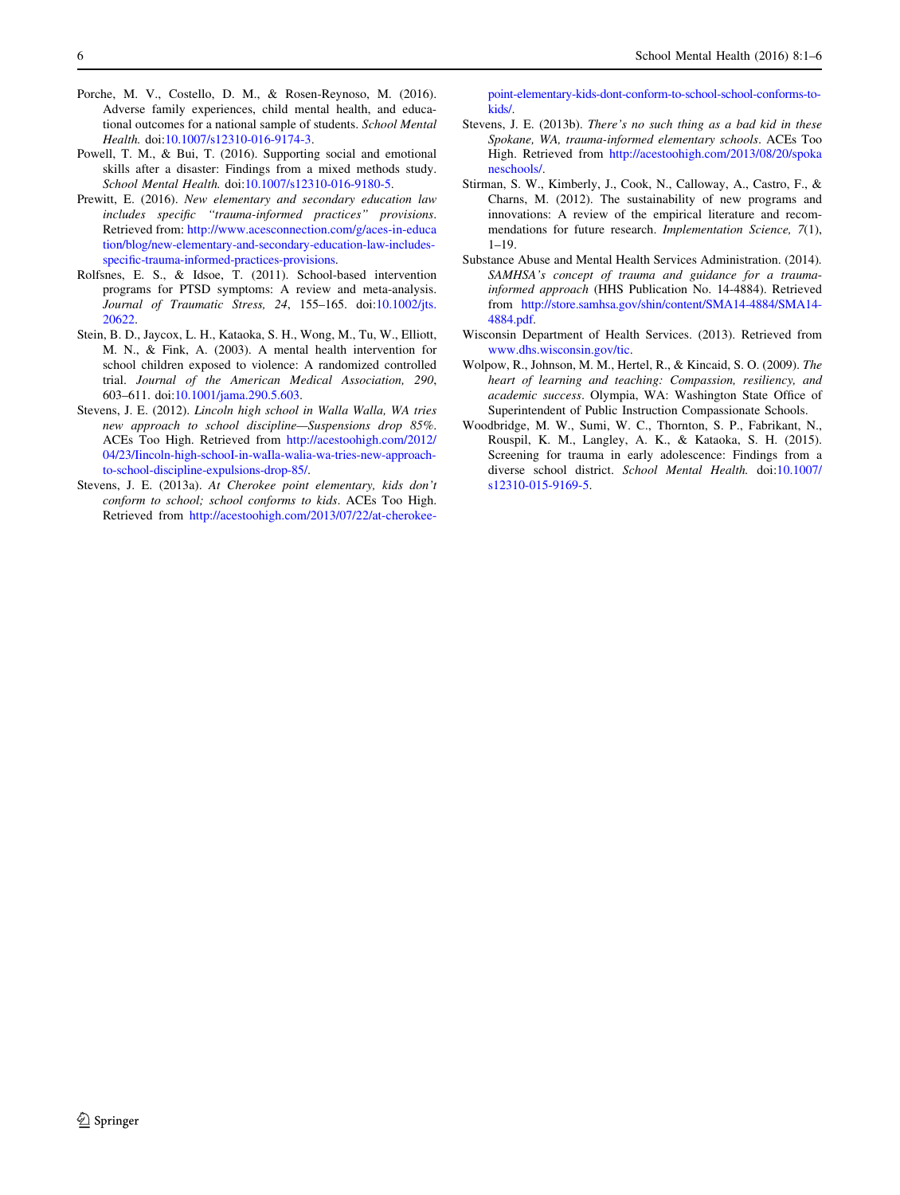Porche, M. V., Costello, D. M., & Rosen-Reynoso, M. (2016). Adverse family experiences, child mental health, and educational outcomes for a national sample of students. *School Mental Health*. doi:10.1007/s12310-016-9174-3.

Powell, T. M., & Bui, T. (2016). Supporting social and emotional skills after a disaster: Findings from a mixed methods study. *School Mental Health*. doi:10.1007/s12310-016-9180-5.

Prewitt, E. (2016). *New elementary and secondary education law includes specific "trauma-informed practices" provisions*. Retrieved from: http://www.acesconnection.com/g/aces-in-education/blog/new-elementary-and-secondary-education-law-includes-specific-trauma-informed-practices-provisions.

Rolfsnes, E. S., & Idsoe, T. (2011). School-based intervention programs for PTSD symptoms: A review and meta-analysis. *Journal of Traumatic Stress, 24*, 155–165. doi:10.1002/jts.20622.

Stein, B. D., Jaycox, L. H., Kataoka, S. H., Wong, M., Tu, W., Elliott, M. N., & Fink, A. (2003). A mental health intervention for school children exposed to violence: A randomized controlled trial. *Journal of the American Medical Association, 290*, 603–611. doi:10.1001/jama.290.5.603.

Stevens, J. E. (2012). *Lincoln high school in Walla Walla, WA tries new approach to school discipline—Suspensions drop 85%*. ACEs Too High. Retrieved from http://acestoohigh.com/2012/04/23/lincoln-high-school-in-walla-walia-wa-tries-new-approach-to-school-discipline-expulsions-drop-85/.

Stevens, J. E. (2013a). *At Cherokee point elementary, kids don't conform to school; school conforms to kids*. ACEs Too High. Retrieved from http://acestoohigh.com/2013/07/22/at-cherokee-point-elementary-kids-dont-conform-to-school-school-conforms-to-kids/.

Stevens, J. E. (2013b). *There's no such thing as a bad kid in these Spokane, WA, trauma-informed elementary schools*. ACEs Too High. Retrieved from http://acestoohigh.com/2013/08/20/spokaneschools/.

Stirman, S. W., Kimberly, J., Cook, N., Calloway, A., Castro, F., & Charns, M. (2012). The sustainability of new programs and innovations: A review of the empirical literature and recommendations for future research. *Implementation Science, 7*(1), 1–19.

Substance Abuse and Mental Health Services Administration. (2014). *SAMHSA's concept of trauma and guidance for a trauma-informed approach* (HHS Publication No. 14-4884). Retrieved from http://store.samhsa.gov/shin/content/SMA14-4884/SMA14-4884.pdf.

Wisconsin Department of Health Services. (2013). Retrieved from www.dhs.wisconsin.gov/tic.

Wolpow, R., Johnson, M. M., Hertel, R., & Kincaid, S. O. (2009). *The heart of learning and teaching: Compassion, resiliency, and academic success*. Olympia, WA: Washington State Office of Superintendent of Public Instruction Compassionate Schools.

Woodbridge, M. W., Sumi, W. C., Thornton, S. P., Fabrikant, N., Rouspil, K. M., Langley, A. K., & Kataoka, S. H. (2015). Screening for trauma in early adolescence: Findings from a diverse school district. *School Mental Health*. doi:10.1007/s12310-015-9169-5.